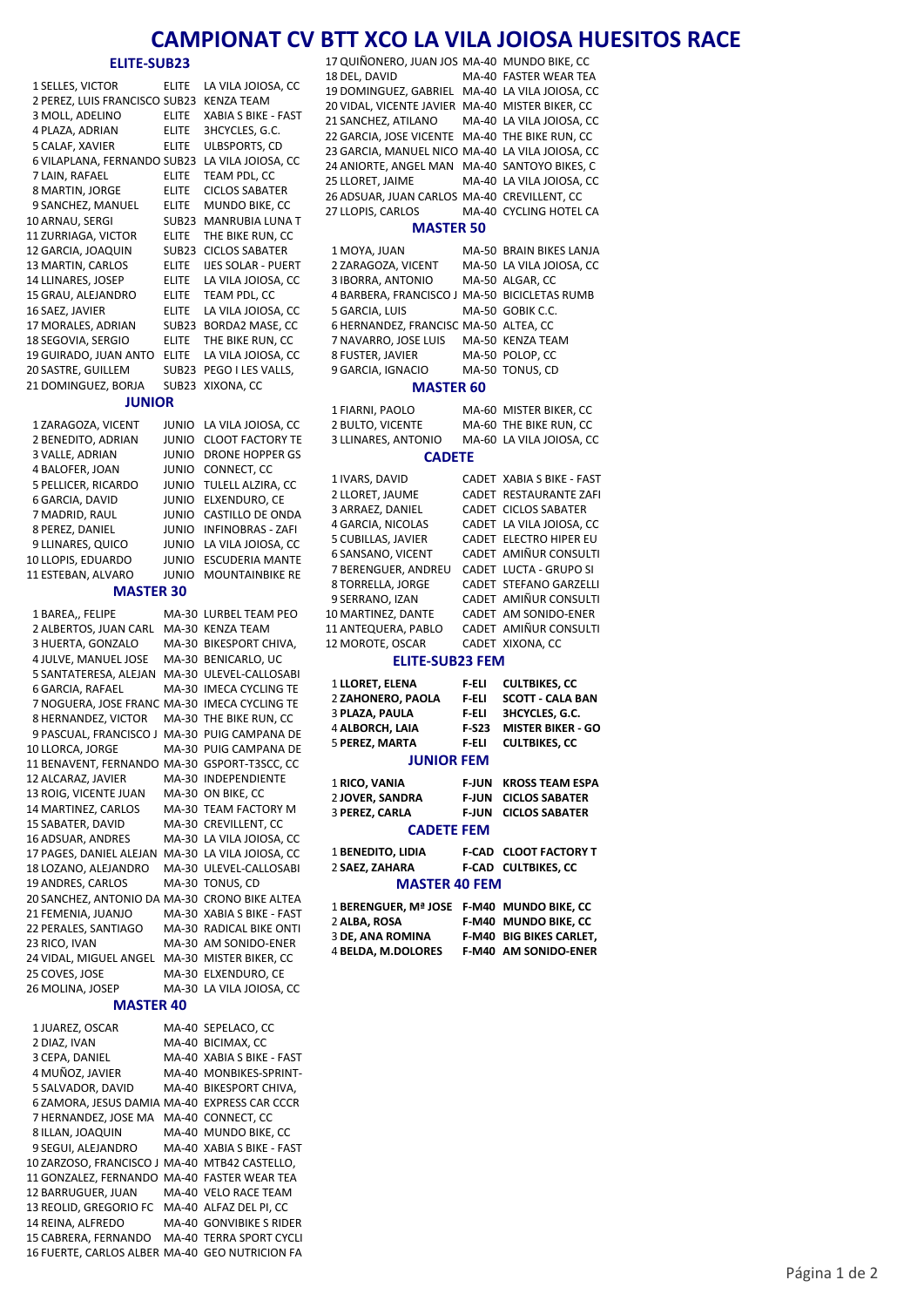# CAMPIONAT CV BTT XCO LA VILA JOIOSA HUESITOS RACE

## ELITE-SUB23

| Pos | Nombre | Cat | Club |
|---|---|---|---|
| 1 | SELLES, VICTOR | ELITE | LA VILA JOIOSA, CC |
| 2 | PEREZ, LUIS FRANCISCO | SUB23 | KENZA TEAM |
| 3 | MOLL, ADELINO | ELITE | XABIA S BIKE - FAST |
| 4 | PLAZA, ADRIAN | ELITE | 3HCYCLES, G.C. |
| 5 | CALAF, XAVIER | ELITE | ULBSPORTS, CD |
| 6 | VILAPLANA, FERNANDO | SUB23 | LA VILA JOIOSA, CC |
| 7 | LAIN, RAFAEL | ELITE | TEAM PDL, CC |
| 8 | MARTIN, JORGE | ELITE | CICLOS SABATER |
| 9 | SANCHEZ, MANUEL | ELITE | MUNDO BIKE, CC |
| 10 | ARNAU, SERGI | SUB23 | MANRUBIA LUNA T |
| 11 | ZURRIAGA, VICTOR | ELITE | THE BIKE RUN, CC |
| 12 | GARCIA, JOAQUIN | SUB23 | CICLOS SABATER |
| 13 | MARTIN, CARLOS | ELITE | IJES SOLAR - PUERT |
| 14 | LLINARES, JOSEP | ELITE | LA VILA JOIOSA, CC |
| 15 | GRAU, ALEJANDRO | ELITE | TEAM PDL, CC |
| 16 | SAEZ, JAVIER | ELITE | LA VILA JOIOSA, CC |
| 17 | MORALES, ADRIAN | SUB23 | BORDA2 MASE, CC |
| 18 | SEGOVIA, SERGIO | ELITE | THE BIKE RUN, CC |
| 19 | GUIRADO, JUAN ANTO | ELITE | LA VILA JOIOSA, CC |
| 20 | SASTRE, GUILLEM | SUB23 | PEGO I LES VALLS, |
| 21 | DOMINGUEZ, BORJA | SUB23 | XIXONA, CC |

## JUNIOR

| Pos | Nombre | Cat | Club |
|---|---|---|---|
| 1 | ZARAGOZA, VICENT | JUNIO | LA VILA JOIOSA, CC |
| 2 | BENEDITO, ADRIAN | JUNIO | CLOOT FACTORY TE |
| 3 | VALLE, ADRIAN | JUNIO | DRONE HOPPER GS |
| 4 | BALOFER, JOAN | JUNIO | CONNECT, CC |
| 5 | PELLICER, RICARDO | JUNIO | TULELL ALZIRA, CC |
| 6 | GARCIA, DAVID | JUNIO | ELXENDURO, CE |
| 7 | MADRID, RAUL | JUNIO | CASTILLO DE ONDA |
| 8 | PEREZ, DANIEL | JUNIO | INFINOBRAS - ZAFI |
| 9 | LLINARES, QUICO | JUNIO | LA VILA JOIOSA, CC |
| 10 | LLOPIS, EDUARDO | JUNIO | ESCUDERIA MANTE |
| 11 | ESTEBAN, ALVARO | JUNIO | MOUNTAINBIKE RE |

## MASTER 30

| Pos | Nombre | Cat | Club |
|---|---|---|---|
| 1 | BAREA,, FELIPE | MA-30 | LURBEL TEAM PEO |
| 2 | ALBERTOS, JUAN CARL | MA-30 | KENZA TEAM |
| 3 | HUERTA, GONZALO | MA-30 | BIKESPORT CHIVA, |
| 4 | JULVE, MANUEL JOSE | MA-30 | BENICARLO, UC |
| 5 | SANTATERESA, ALEJAN | MA-30 | ULEVEL-CALLOSABI |
| 6 | GARCIA, RAFAEL | MA-30 | IMECA CYCLING TE |
| 7 | NOGUERA, JOSE FRANC | MA-30 | IMECA CYCLING TE |
| 8 | HERNANDEZ, VICTOR | MA-30 | THE BIKE RUN, CC |
| 9 | PASCUAL, FRANCISCO J | MA-30 | PUIG CAMPANA DE |
| 10 | LLORCA, JORGE | MA-30 | PUIG CAMPANA DE |
| 11 | BENAVENT, FERNANDO | MA-30 | GSPORT-T3SCC, CC |
| 12 | ALCARAZ, JAVIER | MA-30 | INDEPENDIENTE |
| 13 | ROIG, VICENTE JUAN | MA-30 | ON BIKE, CC |
| 14 | MARTINEZ, CARLOS | MA-30 | TEAM FACTORY M |
| 15 | SABATER, DAVID | MA-30 | CREVILLENT, CC |
| 16 | ADSUAR, ANDRES | MA-30 | LA VILA JOIOSA, CC |
| 17 | PAGES, DANIEL ALEJAN | MA-30 | LA VILA JOIOSA, CC |
| 18 | LOZANO, ALEJANDRO | MA-30 | ULEVEL-CALLOSABI |
| 19 | ANDRES, CARLOS | MA-30 | TONUS, CD |
| 20 | SANCHEZ, ANTONIO DA | MA-30 | CRONO BIKE ALTEA |
| 21 | FEMENIA, JUANJO | MA-30 | XABIA S BIKE - FAST |
| 22 | PERALES, SANTIAGO | MA-30 | RADICAL BIKE ONTI |
| 23 | RICO, IVAN | MA-30 | AM SONIDO-ENER |
| 24 | VIDAL, MIGUEL ANGEL | MA-30 | MISTER BIKER, CC |
| 25 | COVES, JOSE | MA-30 | ELXENDURO, CE |
| 26 | MOLINA, JOSEP | MA-30 | LA VILA JOIOSA, CC |

## MASTER 40

| Pos | Nombre | Cat | Club |
|---|---|---|---|
| 1 | JUAREZ, OSCAR | MA-40 | SEPELACO, CC |
| 2 | DIAZ, IVAN | MA-40 | BICIMAX, CC |
| 3 | CEPA, DANIEL | MA-40 | XABIA S BIKE - FAST |
| 4 | MUÑOZ, JAVIER | MA-40 | MONBIKES-SPRINT- |
| 5 | SALVADOR, DAVID | MA-40 | BIKESPORT CHIVA, |
| 6 | ZAMORA, JESUS DAMIA | MA-40 | EXPRESS CAR CCCR |
| 7 | HERNANDEZ, JOSE MA | MA-40 | CONNECT, CC |
| 8 | ILLAN, JOAQUIN | MA-40 | MUNDO BIKE, CC |
| 9 | SEGUI, ALEJANDRO | MA-40 | XABIA S BIKE - FAST |
| 10 | ZARZOSO, FRANCISCO J | MA-40 | MTB42 CASTELLO, |
| 11 | GONZALEZ, FERNANDO | MA-40 | FASTER WEAR TEA |
| 12 | BARRUGUER, JUAN | MA-40 | VELO RACE TEAM |
| 13 | REOLID, GREGORIO FC | MA-40 | ALFAZ DEL PI, CC |
| 14 | REINA, ALFREDO | MA-40 | GONVIBIKE S RIDER |
| 15 | CABRERA, FERNANDO | MA-40 | TERRA SPORT CYCLI |
| 16 | FUERTE, CARLOS ALBER | MA-40 | GEO NUTRICION FA |
| 17 | QUIÑONERO, JUAN JOS | MA-40 | MUNDO BIKE, CC |
| 18 | DEL, DAVID | MA-40 | FASTER WEAR TEA |
| 19 | DOMINGUEZ, GABRIEL | MA-40 | LA VILA JOIOSA, CC |
| 20 | VIDAL, VICENTE JAVIER | MA-40 | MISTER BIKER, CC |
| 21 | SANCHEZ, ATILANO | MA-40 | LA VILA JOIOSA, CC |
| 22 | GARCIA, JOSE VICENTE | MA-40 | THE BIKE RUN, CC |
| 23 | GARCIA, MANUEL NICO | MA-40 | LA VILA JOIOSA, CC |
| 24 | ANIORTE, ANGEL MAN | MA-40 | SANTOYO BIKES, C |
| 25 | LLORET, JAIME | MA-40 | LA VILA JOIOSA, CC |
| 26 | ADSUAR, JUAN CARLOS | MA-40 | CREVILLENT, CC |
| 27 | LLOPIS, CARLOS | MA-40 | CYCLING HOTEL CA |

## MASTER 50

| Pos | Nombre | Cat | Club |
|---|---|---|---|
| 1 | MOYA, JUAN | MA-50 | BRAIN BIKES LANJA |
| 2 | ZARAGOZA, VICENT | MA-50 | LA VILA JOIOSA, CC |
| 3 | IBORRA, ANTONIO | MA-50 | ALGAR, CC |
| 4 | BARBERA, FRANCISCO J | MA-50 | BICICLETAS RUMB |
| 5 | GARCIA, LUIS | MA-50 | GOBIK C.C. |
| 6 | HERNANDEZ, FRANCISC | MA-50 | ALTEA, CC |
| 7 | NAVARRO, JOSE LUIS | MA-50 | KENZA TEAM |
| 8 | FUSTER, JAVIER | MA-50 | POLOP, CC |
| 9 | GARCIA, IGNACIO | MA-50 | TONUS, CD |

## MASTER 60

| Pos | Nombre | Cat | Club |
|---|---|---|---|
| 1 | FIARNI, PAOLO | MA-60 | MISTER BIKER, CC |
| 2 | BULTO, VICENTE | MA-60 | THE BIKE RUN, CC |
| 3 | LLINARES, ANTONIO | MA-60 | LA VILA JOIOSA, CC |

## CADETE

| Pos | Nombre | Cat | Club |
|---|---|---|---|
| 1 | IVARS, DAVID | CADET | XABIA S BIKE - FAST |
| 2 | LLORET, JAUME | CADET | RESTAURANTE ZAFI |
| 3 | ARRAEZ, DANIEL | CADET | CICLOS SABATER |
| 4 | GARCIA, NICOLAS | CADET | LA VILA JOIOSA, CC |
| 5 | CUBILLAS, JAVIER | CADET | ELECTRO HIPER EU |
| 6 | SANSANO, VICENT | CADET | AMIÑUR CONSULTI |
| 7 | BERENGUER, ANDREU | CADET | LUCTA - GRUPO SI |
| 8 | TORRELLA, JORGE | CADET | STEFANO GARZELLI |
| 9 | SERRANO, IZAN | CADET | AMIÑUR CONSULTI |
| 10 | MARTINEZ, DANTE | CADET | AM SONIDO-ENER |
| 11 | ANTEQUERA, PABLO | CADET | AMIÑUR CONSULTI |
| 12 | MOROTE, OSCAR | CADET | XIXONA, CC |

## ELITE-SUB23 FEM

| Pos | Nombre | Cat | Club |
|---|---|---|---|
| 1 | **LLORET, ELENA** | **F-ELI** | **CULTBIKES, CC** |
| 2 | **ZAHONERO, PAOLA** | **F-ELI** | **SCOTT - CALA BAN** |
| 3 | **PLAZA, PAULA** | **F-ELI** | **3HCYCLES, G.C.** |
| 4 | **ALBORCH, LAIA** | **F-S23** | **MISTER BIKER - GO** |
| 5 | **PEREZ, MARTA** | **F-ELI** | **CULTBIKES, CC** |

## JUNIOR FEM

| Pos | Nombre | Cat | Club |
|---|---|---|---|
| 1 | **RICO, VANIA** | **F-JUN** | **KROSS TEAM ESPA** |
| 2 | **JOVER, SANDRA** | **F-JUN** | **CICLOS SABATER** |
| 3 | **PEREZ, CARLA** | **F-JUN** | **CICLOS SABATER** |

## CADETE FEM

| Pos | Nombre | Cat | Club |
|---|---|---|---|
| 1 | **BENEDITO, LIDIA** | **F-CAD** | **CLOOT FACTORY T** |
| 2 | **SAEZ, ZAHARA** | **F-CAD** | **CULTBIKES, CC** |

## MASTER 40 FEM

| Pos | Nombre | Cat | Club |
|---|---|---|---|
| 1 | **BERENGUER, Mª JOSE** | **F-M40** | **MUNDO BIKE, CC** |
| 2 | **ALBA, ROSA** | **F-M40** | **MUNDO BIKE, CC** |
| 3 | **DE, ANA ROMINA** | **F-M40** | **BIG BIKES CARLET,** |
| 4 | **BELDA, M.DOLORES** | **F-M40** | **AM SONIDO-ENER** |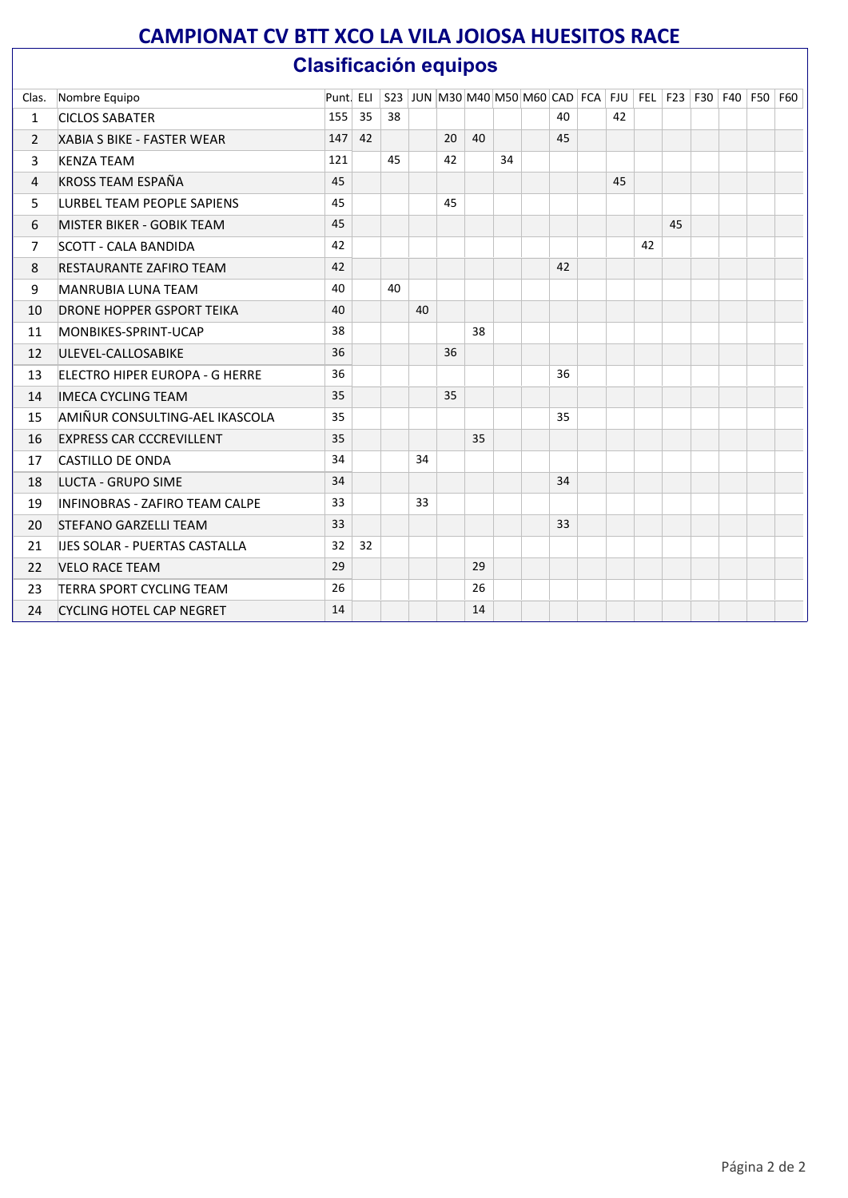# CAMPIONAT CV BTT XCO LA VILA JOIOSA HUESITOS RACE

## Clasificación equipos

| Clas. | Nombre Equipo | Punt. | ELI | S23 | JUN | M30 | M40 | M50 | M60 | CAD | FCA | FJU | FEL | F23 | F30 | F40 | F50 | F60 |
|---|---|---|---|---|---|---|---|---|---|---|---|---|---|---|---|---|---|---|
| 1 | CICLOS SABATER | 155 | 35 | 38 | | | | | | 40 | | 42 | | | | | | |
| 2 | XABIA S BIKE - FASTER WEAR | 147 | 42 | | | 20 | 40 | | | 45 | | | | | | | | |
| 3 | KENZA TEAM | 121 | | 45 | | 42 | | 34 | | | | | | | | | | |
| 4 | KROSS TEAM ESPAÑA | 45 | | | | | | | | | | 45 | | | | | | |
| 5 | LURBEL TEAM PEOPLE SAPIENS | 45 | | | | 45 | | | | | | | | | | | | |
| 6 | MISTER BIKER - GOBIK TEAM | 45 | | | | | | | | | | | | 45 | | | | |
| 7 | SCOTT - CALA BANDIDA | 42 | | | | | | | | | | | 42 | | | | | |
| 8 | RESTAURANTE ZAFIRO TEAM | 42 | | | | | | | | 42 | | | | | | | | |
| 9 | MANRUBIA LUNA TEAM | 40 | | 40 | | | | | | | | | | | | | | |
| 10 | DRONE HOPPER GSPORT TEIKA | 40 | | | 40 | | | | | | | | | | | | | |
| 11 | MONBIKES-SPRINT-UCAP | 38 | | | | | 38 | | | | | | | | | | | |
| 12 | ULEVEL-CALLOSABIKE | 36 | | | | 36 | | | | | | | | | | | | |
| 13 | ELECTRO HIPER EUROPA - G HERRE | 36 | | | | | | | | 36 | | | | | | | | |
| 14 | IMECA CYCLING TEAM | 35 | | | | 35 | | | | | | | | | | | | |
| 15 | AMIÑUR CONSULTING-AEL IKASCOLA | 35 | | | | | | | | 35 | | | | | | | | |
| 16 | EXPRESS CAR CCCREVILLENT | 35 | | | | | 35 | | | | | | | | | | | |
| 17 | CASTILLO DE ONDA | 34 | | | 34 | | | | | | | | | | | | | |
| 18 | LUCTA - GRUPO SIME | 34 | | | | | | | | 34 | | | | | | | | |
| 19 | INFINOBRAS - ZAFIRO TEAM CALPE | 33 | | | 33 | | | | | | | | | | | | | |
| 20 | STEFANO GARZELLI TEAM | 33 | | | | | | | | 33 | | | | | | | | |
| 21 | IJES SOLAR - PUERTAS CASTALLA | 32 | 32 | | | | | | | | | | | | | | | |
| 22 | VELO RACE TEAM | 29 | | | | | 29 | | | | | | | | | | | |
| 23 | TERRA SPORT CYCLING TEAM | 26 | | | | | 26 | | | | | | | | | | | |
| 24 | CYCLING HOTEL CAP NEGRET | 14 | | | | | 14 | | | | | | | | | | | |